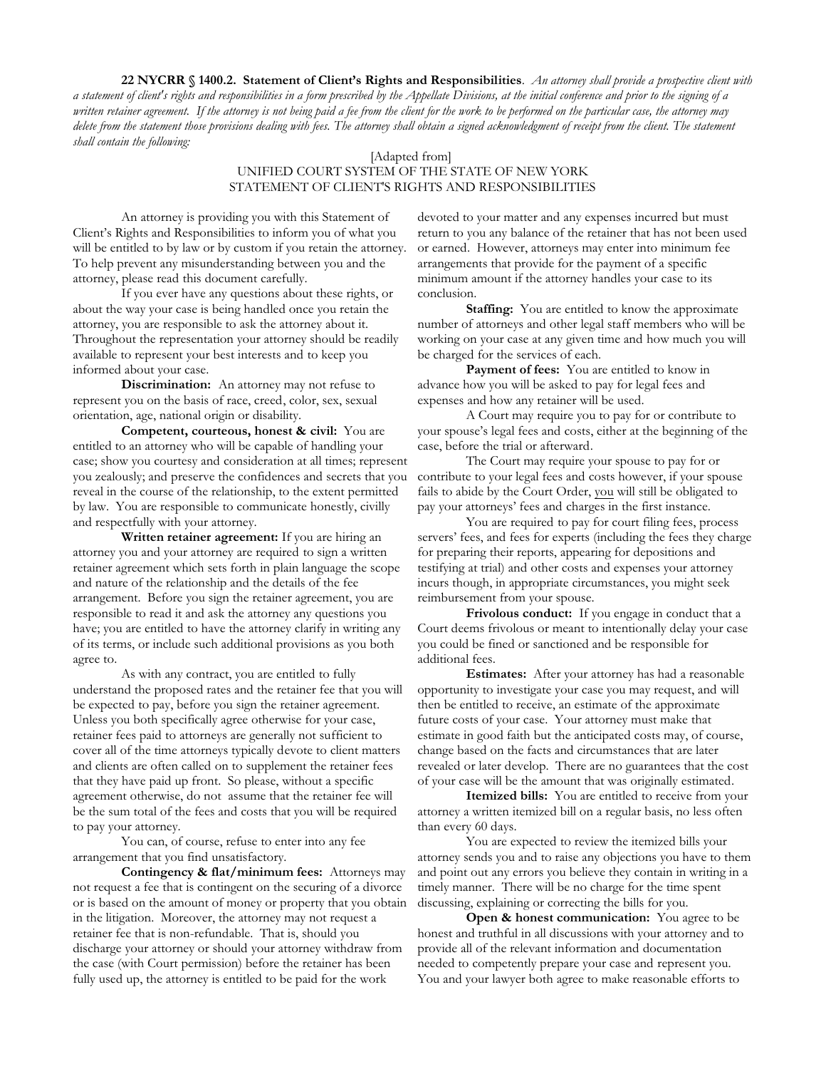**22 NYCRR § 1400.2. Statement of Client's Rights and Responsibilities**. *An attorney shall provide a prospective client with a statement of client's rights and responsibilities in a form prescribed by the Appellate Divisions, at the initial conference and prior to the signing of a written retainer agreement. If the attorney is not being paid a fee from the client for the work to be performed on the particular case, the attorney may delete from the statement those provisions dealing with fees. The attorney shall obtain a signed acknowledgment of receipt from the client. The statement shall contain the following:*

[Adapted from]
UNIFIED COURT SYSTEM OF THE STATE OF NEW YORK
STATEMENT OF CLIENT'S RIGHTS AND RESPONSIBILITIES

An attorney is providing you with this Statement of Client's Rights and Responsibilities to inform you of what you will be entitled to by law or by custom if you retain the attorney. To help prevent any misunderstanding between you and the attorney, please read this document carefully.

If you ever have any questions about these rights, or about the way your case is being handled once you retain the attorney, you are responsible to ask the attorney about it. Throughout the representation your attorney should be readily available to represent your best interests and to keep you informed about your case.

**Discrimination:** An attorney may not refuse to represent you on the basis of race, creed, color, sex, sexual orientation, age, national origin or disability.

**Competent, courteous, honest & civil:** You are entitled to an attorney who will be capable of handling your case; show you courtesy and consideration at all times; represent you zealously; and preserve the confidences and secrets that you reveal in the course of the relationship, to the extent permitted by law. You are responsible to communicate honestly, civilly and respectfully with your attorney.

**Written retainer agreement:** If you are hiring an attorney you and your attorney are required to sign a written retainer agreement which sets forth in plain language the scope and nature of the relationship and the details of the fee arrangement. Before you sign the retainer agreement, you are responsible to read it and ask the attorney any questions you have; you are entitled to have the attorney clarify in writing any of its terms, or include such additional provisions as you both agree to.

As with any contract, you are entitled to fully understand the proposed rates and the retainer fee that you will be expected to pay, before you sign the retainer agreement. Unless you both specifically agree otherwise for your case, retainer fees paid to attorneys are generally not sufficient to cover all of the time attorneys typically devote to client matters and clients are often called on to supplement the retainer fees that they have paid up front. So please, without a specific agreement otherwise, do not assume that the retainer fee will be the sum total of the fees and costs that you will be required to pay your attorney.

You can, of course, refuse to enter into any fee arrangement that you find unsatisfactory.

**Contingency & flat/minimum fees:** Attorneys may not request a fee that is contingent on the securing of a divorce or is based on the amount of money or property that you obtain in the litigation. Moreover, the attorney may not request a retainer fee that is non-refundable. That is, should you discharge your attorney or should your attorney withdraw from the case (with Court permission) before the retainer has been fully used up, the attorney is entitled to be paid for the work devoted to your matter and any expenses incurred but must return to you any balance of the retainer that has not been used or earned. However, attorneys may enter into minimum fee arrangements that provide for the payment of a specific minimum amount if the attorney handles your case to its conclusion.

**Staffing:** You are entitled to know the approximate number of attorneys and other legal staff members who will be working on your case at any given time and how much you will be charged for the services of each.

**Payment of fees:** You are entitled to know in advance how you will be asked to pay for legal fees and expenses and how any retainer will be used.

A Court may require you to pay for or contribute to your spouse's legal fees and costs, either at the beginning of the case, before the trial or afterward.

The Court may require your spouse to pay for or contribute to your legal fees and costs however, if your spouse fails to abide by the Court Order, <u>you</u> will still be obligated to pay your attorneys' fees and charges in the first instance.

You are required to pay for court filing fees, process servers' fees, and fees for experts (including the fees they charge for preparing their reports, appearing for depositions and testifying at trial) and other costs and expenses your attorney incurs though, in appropriate circumstances, you might seek reimbursement from your spouse.

**Frivolous conduct:** If you engage in conduct that a Court deems frivolous or meant to intentionally delay your case you could be fined or sanctioned and be responsible for additional fees.

**Estimates:** After your attorney has had a reasonable opportunity to investigate your case you may request, and will then be entitled to receive, an estimate of the approximate future costs of your case. Your attorney must make that estimate in good faith but the anticipated costs may, of course, change based on the facts and circumstances that are later revealed or later develop. There are no guarantees that the cost of your case will be the amount that was originally estimated.

**Itemized bills:** You are entitled to receive from your attorney a written itemized bill on a regular basis, no less often than every 60 days.

You are expected to review the itemized bills your attorney sends you and to raise any objections you have to them and point out any errors you believe they contain in writing in a timely manner. There will be no charge for the time spent discussing, explaining or correcting the bills for you.

**Open & honest communication:** You agree to be honest and truthful in all discussions with your attorney and to provide all of the relevant information and documentation needed to competently prepare your case and represent you. You and your lawyer both agree to make reasonable efforts to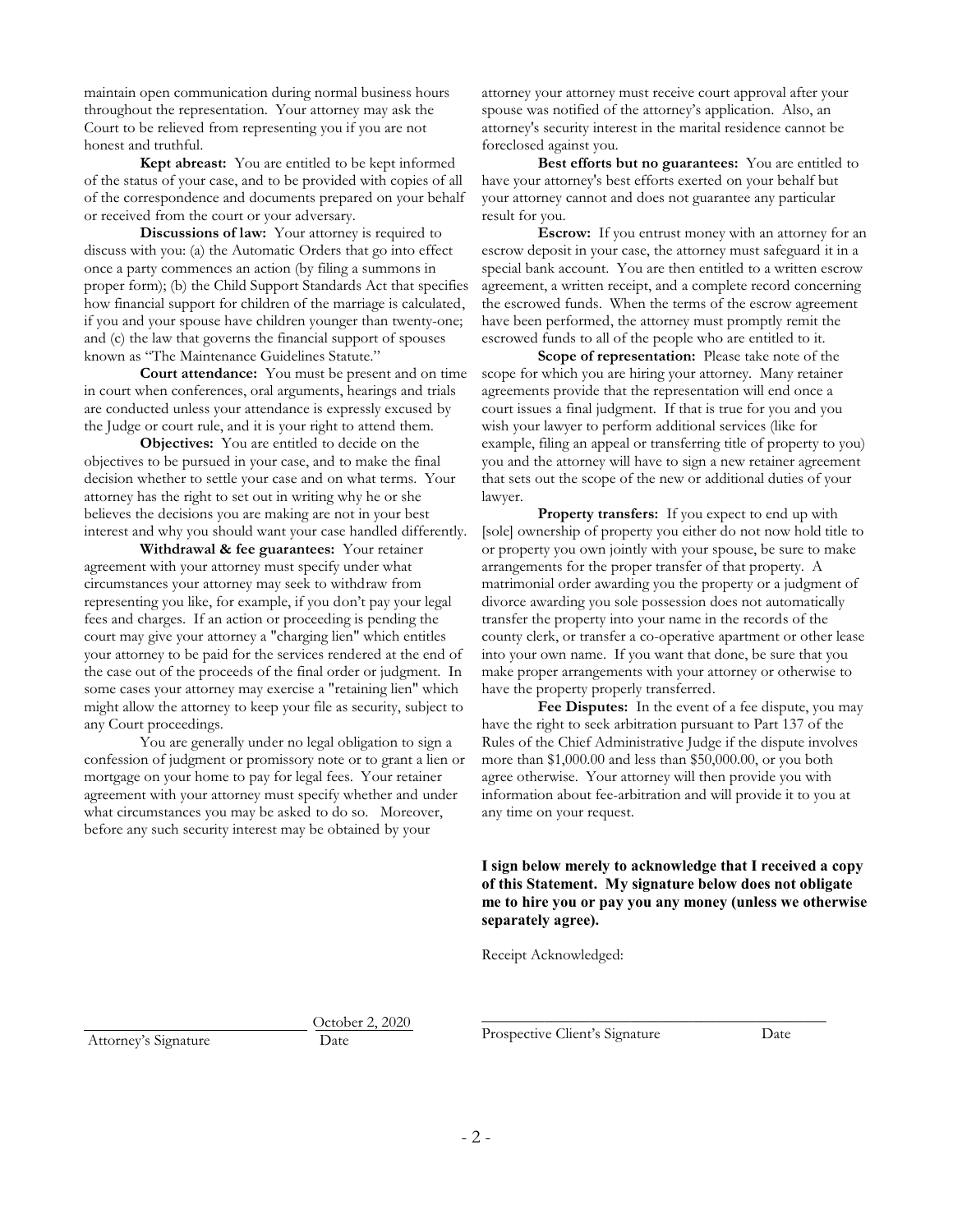maintain open communication during normal business hours throughout the representation. Your attorney may ask the Court to be relieved from representing you if you are not honest and truthful.

**Kept abreast:** You are entitled to be kept informed of the status of your case, and to be provided with copies of all of the correspondence and documents prepared on your behalf or received from the court or your adversary.

**Discussions of law:** Your attorney is required to discuss with you: (a) the Automatic Orders that go into effect once a party commences an action (by filing a summons in proper form); (b) the Child Support Standards Act that specifies how financial support for children of the marriage is calculated, if you and your spouse have children younger than twenty-one; and (c) the law that governs the financial support of spouses known as "The Maintenance Guidelines Statute."

**Court attendance:** You must be present and on time in court when conferences, oral arguments, hearings and trials are conducted unless your attendance is expressly excused by the Judge or court rule, and it is your right to attend them.

**Objectives:** You are entitled to decide on the objectives to be pursued in your case, and to make the final decision whether to settle your case and on what terms. Your attorney has the right to set out in writing why he or she believes the decisions you are making are not in your best interest and why you should want your case handled differently.

**Withdrawal & fee guarantees:** Your retainer agreement with your attorney must specify under what circumstances your attorney may seek to withdraw from representing you like, for example, if you don't pay your legal fees and charges. If an action or proceeding is pending the court may give your attorney a "charging lien" which entitles your attorney to be paid for the services rendered at the end of the case out of the proceeds of the final order or judgment. In some cases your attorney may exercise a "retaining lien" which might allow the attorney to keep your file as security, subject to any Court proceedings.

You are generally under no legal obligation to sign a confession of judgment or promissory note or to grant a lien or mortgage on your home to pay for legal fees. Your retainer agreement with your attorney must specify whether and under what circumstances you may be asked to do so. Moreover, before any such security interest may be obtained by your attorney your attorney must receive court approval after your spouse was notified of the attorney's application. Also, an attorney's security interest in the marital residence cannot be foreclosed against you.

**Best efforts but no guarantees:** You are entitled to have your attorney's best efforts exerted on your behalf but your attorney cannot and does not guarantee any particular result for you.

**Escrow:** If you entrust money with an attorney for an escrow deposit in your case, the attorney must safeguard it in a special bank account. You are then entitled to a written escrow agreement, a written receipt, and a complete record concerning the escrowed funds. When the terms of the escrow agreement have been performed, the attorney must promptly remit the escrowed funds to all of the people who are entitled to it.

**Scope of representation:** Please take note of the scope for which you are hiring your attorney. Many retainer agreements provide that the representation will end once a court issues a final judgment. If that is true for you and you wish your lawyer to perform additional services (like for example, filing an appeal or transferring title of property to you) you and the attorney will have to sign a new retainer agreement that sets out the scope of the new or additional duties of your lawyer.

**Property transfers:** If you expect to end up with [sole] ownership of property you either do not now hold title to or property you own jointly with your spouse, be sure to make arrangements for the proper transfer of that property. A matrimonial order awarding you the property or a judgment of divorce awarding you sole possession does not automatically transfer the property into your name in the records of the county clerk, or transfer a co-operative apartment or other lease into your own name. If you want that done, be sure that you make proper arrangements with your attorney or otherwise to have the property properly transferred.

**Fee Disputes:** In the event of a fee dispute, you may have the right to seek arbitration pursuant to Part 137 of the Rules of the Chief Administrative Judge if the dispute involves more than $1,000.00 and less than $50,000.00, or you both agree otherwise. Your attorney will then provide you with information about fee-arbitration and will provide it to you at any time on your request.

**I sign below merely to acknowledge that I received a copy of this Statement. My signature below does not obligate me to hire you or pay you any money (unless we otherwise separately agree).**

Receipt Acknowledged:

_____________________________ October 2, 2020
Attorney's Signature Date

_____________________________________________
Prospective Client's Signature Date